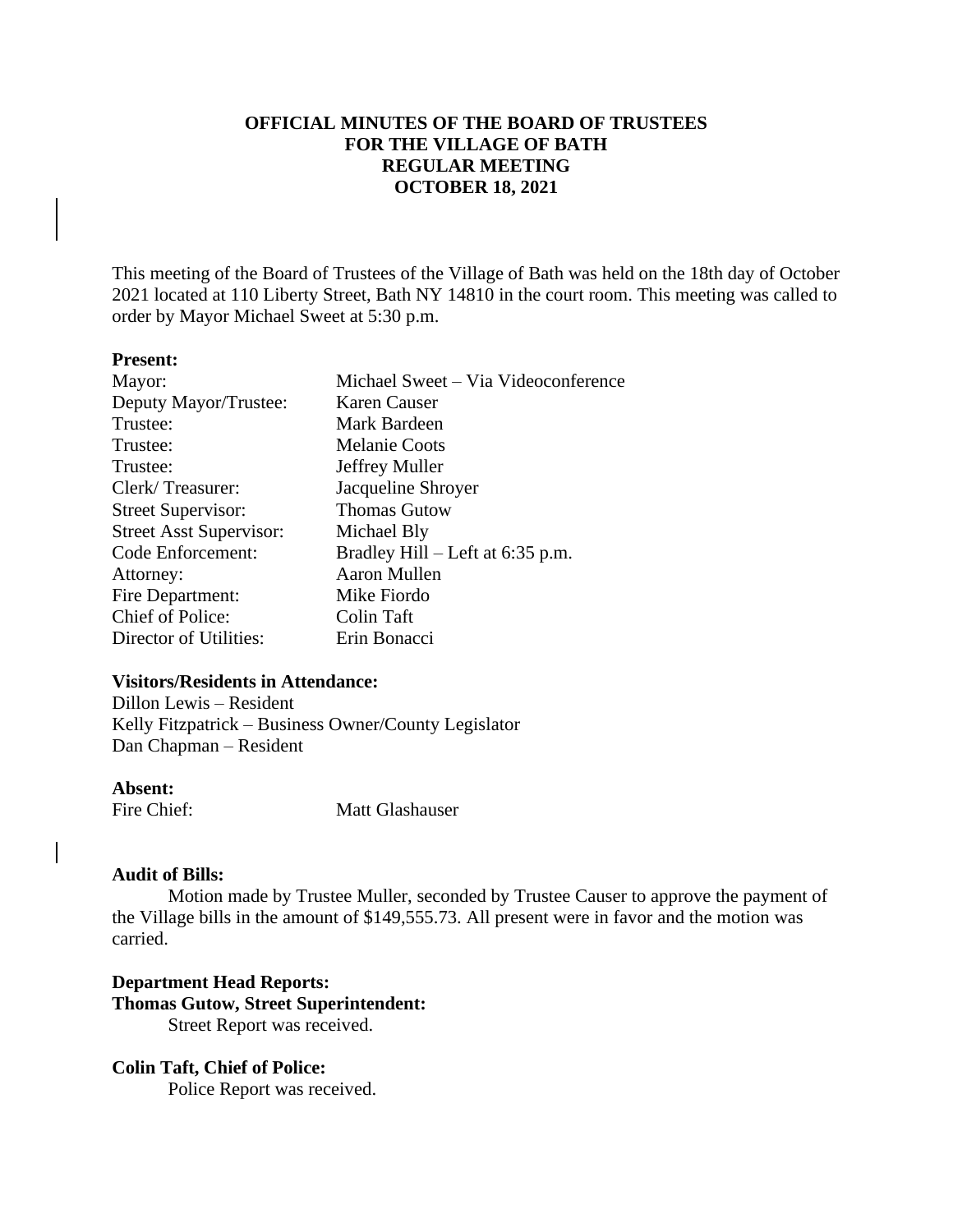# OFFICIAL MINUTES OF THE BOARD OF TRUSTEES FOR THE VILLAGE OF BATH REGULAR MEETING OCTOBER 18, 2021

This meeting of the Board of Trustees of the Village of Bath was held on the 18th day of October 2021 located at 110 Liberty Street, Bath NY 14810 in the court room. This meeting was called to order by Mayor Michael Sweet at 5:30 p.m.

**Present:**

| | |
|---|---|
| Mayor: | Michael Sweet – Via Videoconference |
| Deputy Mayor/Trustee: | Karen Causer |
| Trustee: | Mark Bardeen |
| Trustee: | Melanie Coots |
| Trustee: | Jeffrey Muller |
| Clerk/ Treasurer: | Jacqueline Shroyer |
| Street Supervisor: | Thomas Gutow |
| Street Asst Supervisor: | Michael Bly |
| Code Enforcement: | Bradley Hill – Left at 6:35 p.m. |
| Attorney: | Aaron Mullen |
| Fire Department: | Mike Fiordo |
| Chief of Police: | Colin Taft |
| Director of Utilities: | Erin Bonacci |

**Visitors/Residents in Attendance:**

Dillon Lewis – Resident
Kelly Fitzpatrick – Business Owner/County Legislator
Dan Chapman – Resident

**Absent:**

Fire Chief: Matt Glashauser

**Audit of Bills:**

Motion made by Trustee Muller, seconded by Trustee Causer to approve the payment of the Village bills in the amount of $149,555.73. All present were in favor and the motion was carried.

**Department Head Reports:**

**Thomas Gutow, Street Superintendent:**

Street Report was received.

**Colin Taft, Chief of Police:**

Police Report was received.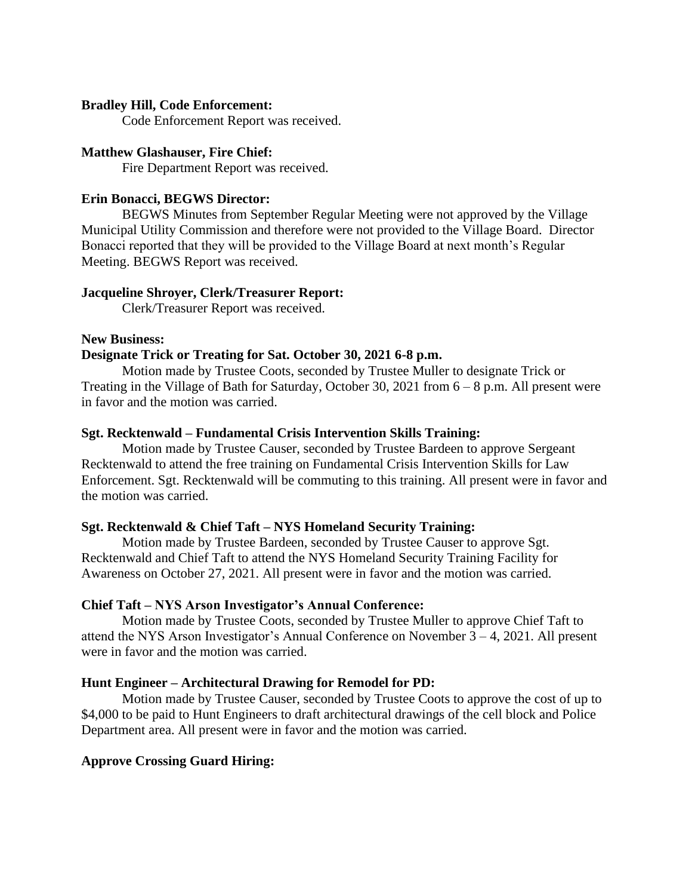**Bradley Hill, Code Enforcement:**

Code Enforcement Report was received.

**Matthew Glashauser, Fire Chief:**

Fire Department Report was received.

**Erin Bonacci, BEGWS Director:**

BEGWS Minutes from September Regular Meeting were not approved by the Village Municipal Utility Commission and therefore were not provided to the Village Board. Director Bonacci reported that they will be provided to the Village Board at next month's Regular Meeting. BEGWS Report was received.

**Jacqueline Shroyer, Clerk/Treasurer Report:**

Clerk/Treasurer Report was received.

**New Business:**

**Designate Trick or Treating for Sat. October 30, 2021 6-8 p.m.**

Motion made by Trustee Coots, seconded by Trustee Muller to designate Trick or Treating in the Village of Bath for Saturday, October 30, 2021 from 6 – 8 p.m. All present were in favor and the motion was carried.

**Sgt. Recktenwald – Fundamental Crisis Intervention Skills Training:**

Motion made by Trustee Causer, seconded by Trustee Bardeen to approve Sergeant Recktenwald to attend the free training on Fundamental Crisis Intervention Skills for Law Enforcement. Sgt. Recktenwald will be commuting to this training. All present were in favor and the motion was carried.

**Sgt. Recktenwald & Chief Taft – NYS Homeland Security Training:**

Motion made by Trustee Bardeen, seconded by Trustee Causer to approve Sgt. Recktenwald and Chief Taft to attend the NYS Homeland Security Training Facility for Awareness on October 27, 2021. All present were in favor and the motion was carried.

**Chief Taft – NYS Arson Investigator's Annual Conference:**

Motion made by Trustee Coots, seconded by Trustee Muller to approve Chief Taft to attend the NYS Arson Investigator's Annual Conference on November 3 – 4, 2021. All present were in favor and the motion was carried.

**Hunt Engineer – Architectural Drawing for Remodel for PD:**

Motion made by Trustee Causer, seconded by Trustee Coots to approve the cost of up to $4,000 to be paid to Hunt Engineers to draft architectural drawings of the cell block and Police Department area. All present were in favor and the motion was carried.

**Approve Crossing Guard Hiring:**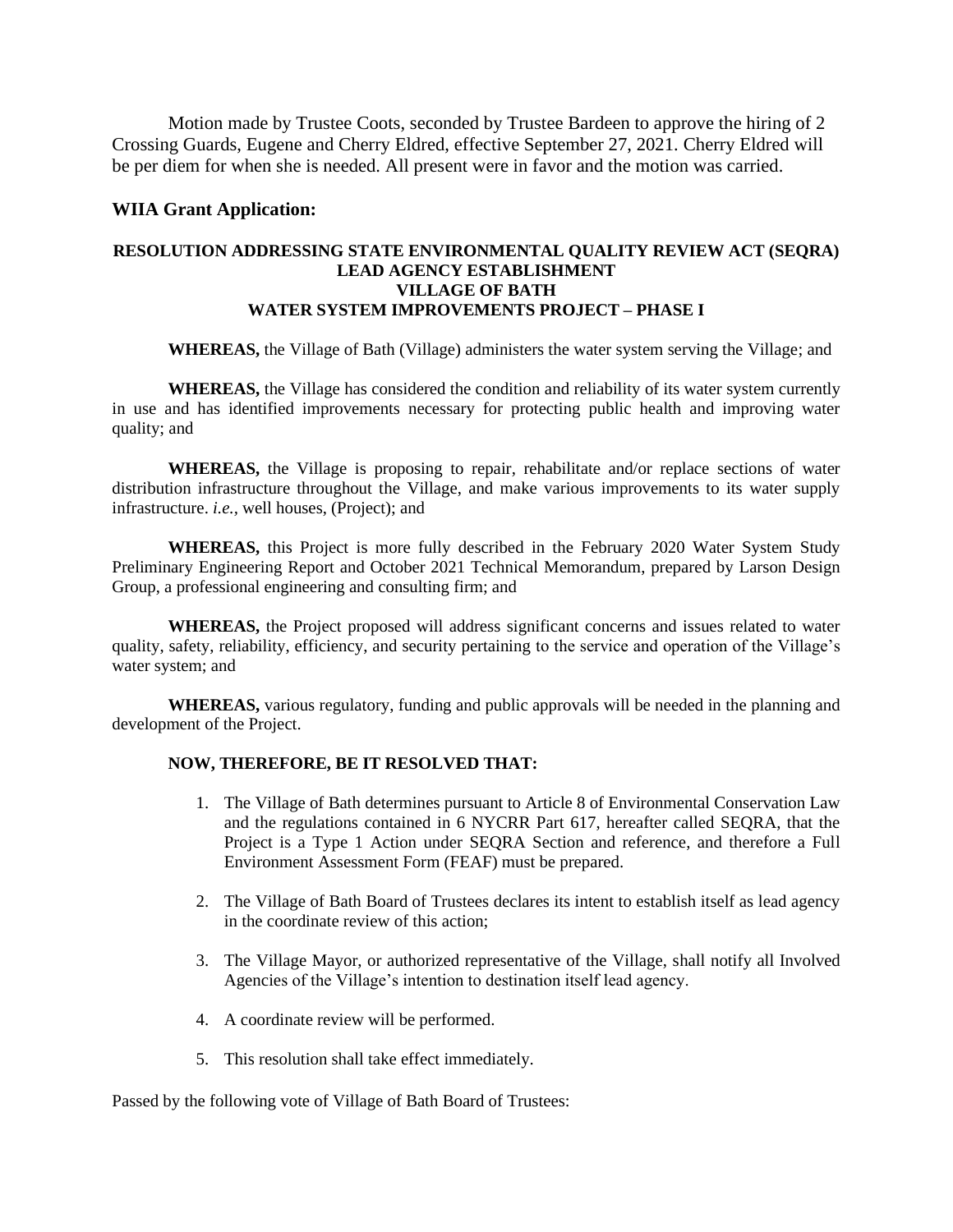Motion made by Trustee Coots, seconded by Trustee Bardeen to approve the hiring of 2 Crossing Guards, Eugene and Cherry Eldred, effective September 27, 2021. Cherry Eldred will be per diem for when she is needed. All present were in favor and the motion was carried.

### WIIA Grant Application:

**RESOLUTION ADDRESSING STATE ENVIRONMENTAL QUALITY REVIEW ACT (SEQRA) LEAD AGENCY ESTABLISHMENT**
**VILLAGE OF BATH**
**WATER SYSTEM IMPROVEMENTS PROJECT – PHASE I**

**WHEREAS,** the Village of Bath (Village) administers the water system serving the Village; and

**WHEREAS,** the Village has considered the condition and reliability of its water system currently in use and has identified improvements necessary for protecting public health and improving water quality; and

**WHEREAS,** the Village is proposing to repair, rehabilitate and/or replace sections of water distribution infrastructure throughout the Village, and make various improvements to its water supply infrastructure. *i.e.*, well houses, (Project); and

**WHEREAS,** this Project is more fully described in the February 2020 Water System Study Preliminary Engineering Report and October 2021 Technical Memorandum, prepared by Larson Design Group, a professional engineering and consulting firm; and

**WHEREAS,** the Project proposed will address significant concerns and issues related to water quality, safety, reliability, efficiency, and security pertaining to the service and operation of the Village's water system; and

**WHEREAS,** various regulatory, funding and public approvals will be needed in the planning and development of the Project.

**NOW, THEREFORE, BE IT RESOLVED THAT:**

1. The Village of Bath determines pursuant to Article 8 of Environmental Conservation Law and the regulations contained in 6 NYCRR Part 617, hereafter called SEQRA, that the Project is a Type 1 Action under SEQRA Section and reference, and therefore a Full Environment Assessment Form (FEAF) must be prepared.
2. The Village of Bath Board of Trustees declares its intent to establish itself as lead agency in the coordinate review of this action;
3. The Village Mayor, or authorized representative of the Village, shall notify all Involved Agencies of the Village's intention to destination itself lead agency.
4. A coordinate review will be performed.
5. This resolution shall take effect immediately.

Passed by the following vote of Village of Bath Board of Trustees: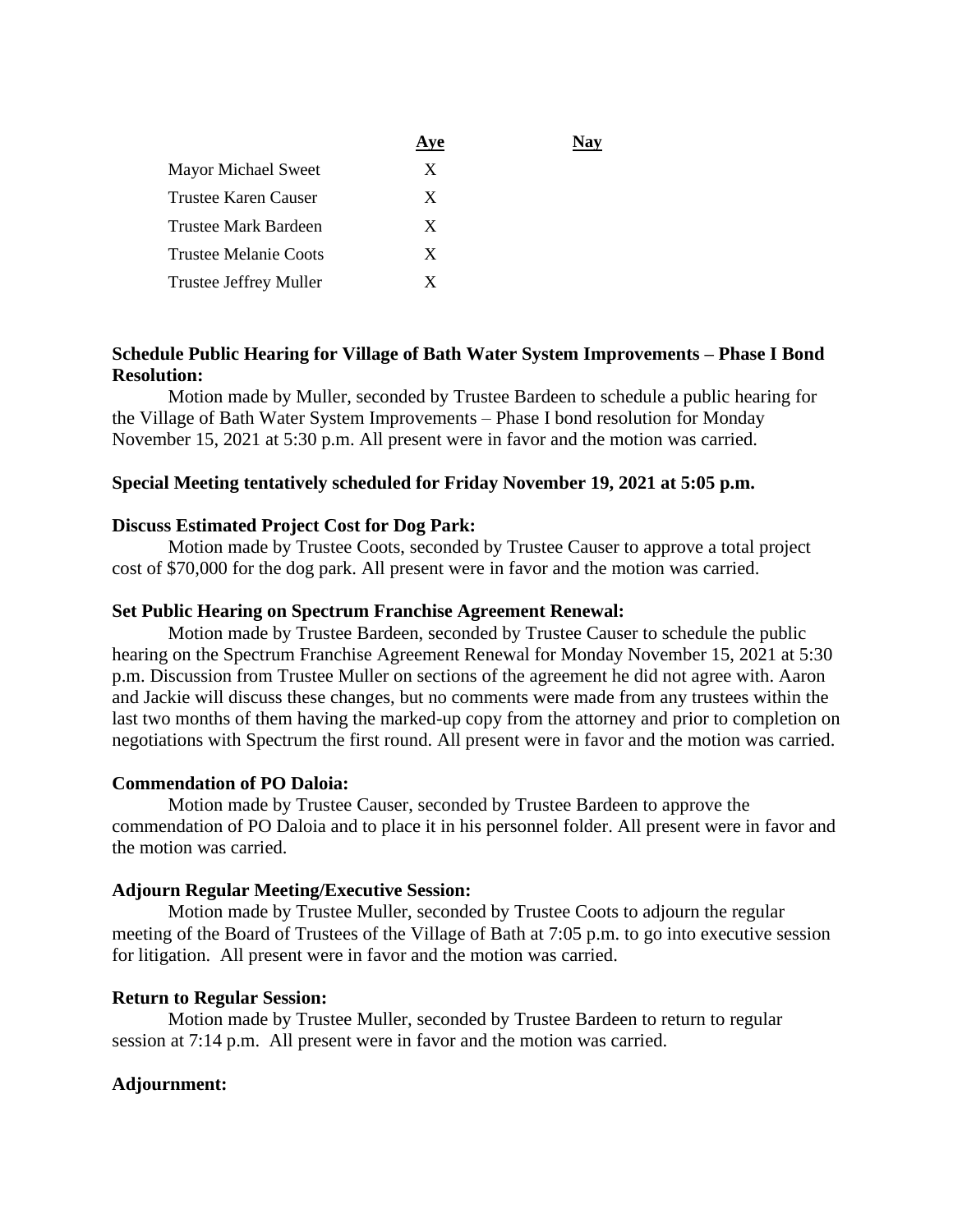| | Aye | Nay |
|---|---|---|
| Mayor Michael Sweet | X | |
| Trustee Karen Causer | X | |
| Trustee Mark Bardeen | X | |
| Trustee Melanie Coots | X | |
| Trustee Jeffrey Muller | X | |

**Schedule Public Hearing for Village of Bath Water System Improvements – Phase I Bond Resolution:**

Motion made by Muller, seconded by Trustee Bardeen to schedule a public hearing for the Village of Bath Water System Improvements – Phase I bond resolution for Monday November 15, 2021 at 5:30 p.m. All present were in favor and the motion was carried.

**Special Meeting tentatively scheduled for Friday November 19, 2021 at 5:05 p.m.**

**Discuss Estimated Project Cost for Dog Park:**

Motion made by Trustee Coots, seconded by Trustee Causer to approve a total project cost of $70,000 for the dog park. All present were in favor and the motion was carried.

**Set Public Hearing on Spectrum Franchise Agreement Renewal:**

Motion made by Trustee Bardeen, seconded by Trustee Causer to schedule the public hearing on the Spectrum Franchise Agreement Renewal for Monday November 15, 2021 at 5:30 p.m. Discussion from Trustee Muller on sections of the agreement he did not agree with. Aaron and Jackie will discuss these changes, but no comments were made from any trustees within the last two months of them having the marked-up copy from the attorney and prior to completion on negotiations with Spectrum the first round. All present were in favor and the motion was carried.

**Commendation of PO Daloia:**

Motion made by Trustee Causer, seconded by Trustee Bardeen to approve the commendation of PO Daloia and to place it in his personnel folder. All present were in favor and the motion was carried.

**Adjourn Regular Meeting/Executive Session:**

Motion made by Trustee Muller, seconded by Trustee Coots to adjourn the regular meeting of the Board of Trustees of the Village of Bath at 7:05 p.m. to go into executive session for litigation. All present were in favor and the motion was carried.

**Return to Regular Session:**

Motion made by Trustee Muller, seconded by Trustee Bardeen to return to regular session at 7:14 p.m. All present were in favor and the motion was carried.

**Adjournment:**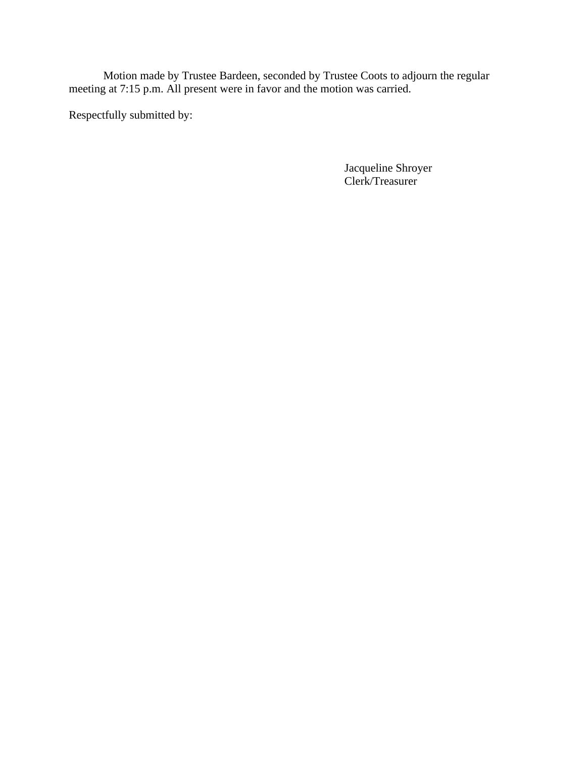Motion made by Trustee Bardeen, seconded by Trustee Coots to adjourn the regular meeting at 7:15 p.m. All present were in favor and the motion was carried.

Respectfully submitted by:

Jacqueline Shroyer
Clerk/Treasurer